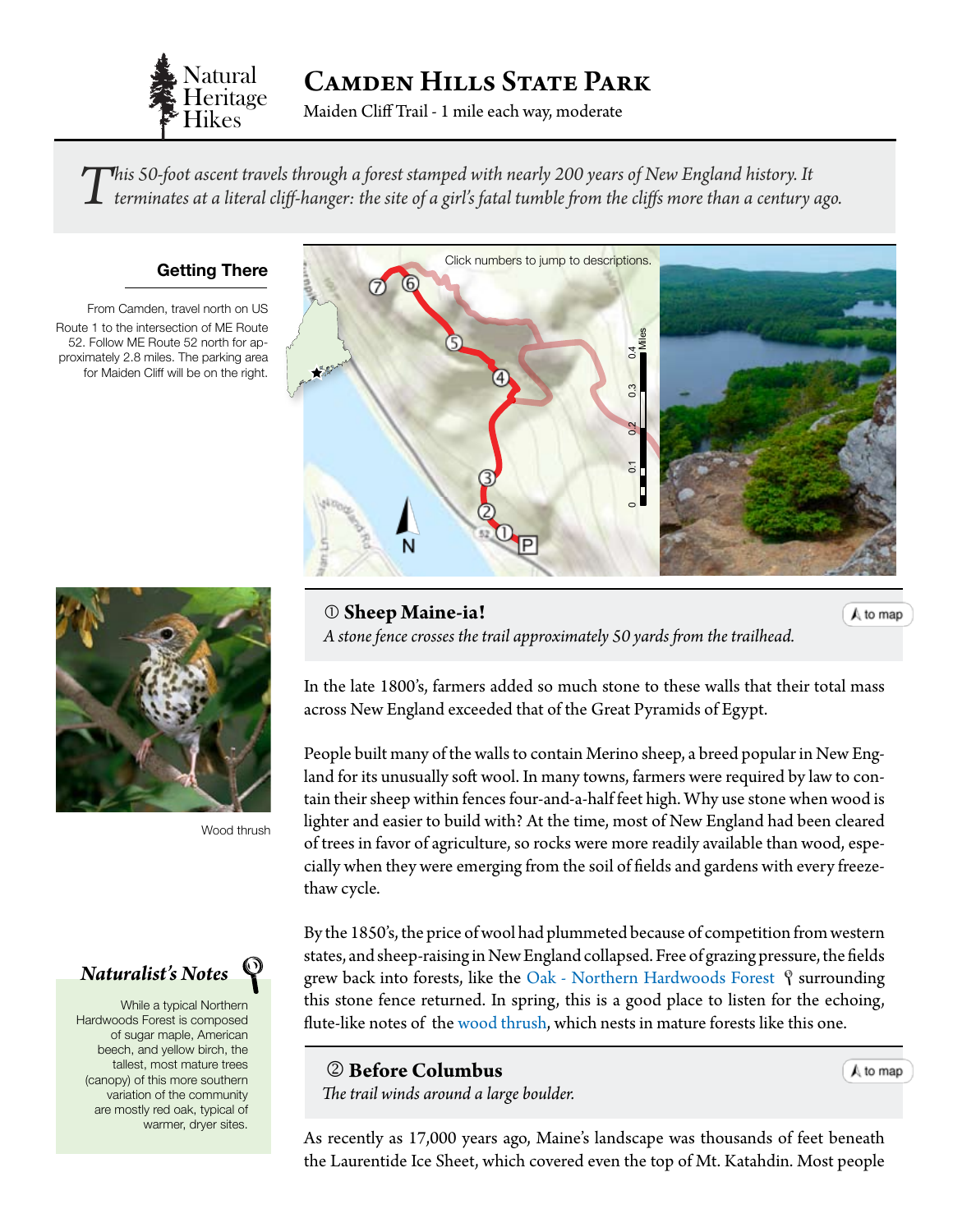Natural Heritage Hikes

# Camden Hills State Park

Maiden Cliff Trail - 1 mile each way, moderate

*This 50-foot ascent travels through a forest stamped with nearly 200 years of New England history. It terminates at a literal cliff-hanger: the site of a girl's fatal tumble from the cliffs more than a century ago.*

## Getting There

From Camden, travel north on US Route 1 to the intersection of ME Route 52. Follow ME Route 52 north for approximately 2.8 miles. The parking area for Maiden Cliff will be on the right.

Click numbers to jump to descriptions.

Wood thrush

### Naturalist's Notes

While a typical Northern Hardwoods Forest is composed of sugar maple, American beech, and yellow birch, the tallest, most mature trees (canopy) of this more southern variation of the community are mostly red oak, typical of warmer, dryer sites.

## ① Sheep Maine-ia!

*A stone fence crosses the trail approximately 50 yards from the trailhead.*

to map

In the late 1800's, farmers added so much stone to these walls that their total mass across New England exceeded that of the Great Pyramids of Egypt.

People built many of the walls to contain Merino sheep, a breed popular in New England for its unusually soft wool. In many towns, farmers were required by law to contain their sheep within fences four-and-a-half feet high. Why use stone when wood is lighter and easier to build with? At the time, most of New England had been cleared of trees in favor of agriculture, so rocks were more readily available than wood, especially when they were emerging from the soil of fields and gardens with every freeze-thaw cycle.

By the 1850's, the price of wool had plummeted because of competition from western states, and sheep-raising in New England collapsed. Free of grazing pressure, the fields grew back into forests, like the Oak - Northern Hardwoods Forest surrounding this stone fence returned. In spring, this is a good place to listen for the echoing, flute-like notes of the wood thrush, which nests in mature forests like this one.

## ② Before Columbus

*The trail winds around a large boulder.*

to map

As recently as 17,000 years ago, Maine's landscape was thousands of feet beneath the Laurentide Ice Sheet, which covered even the top of Mt. Katahdin. Most people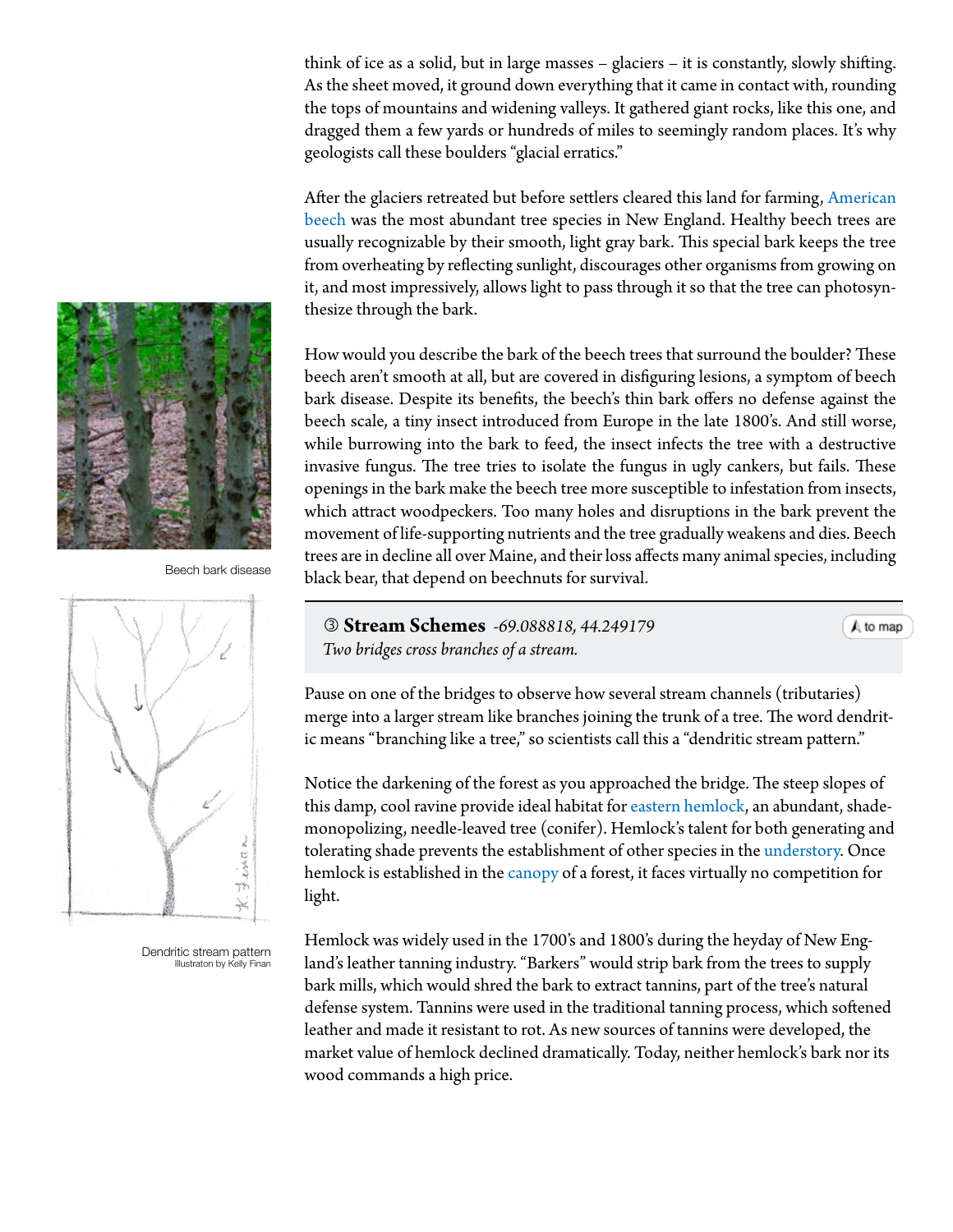think of ice as a solid, but in large masses – glaciers – it is constantly, slowly shifting. As the sheet moved, it ground down everything that it came in contact with, rounding the tops of mountains and widening valleys. It gathered giant rocks, like this one, and dragged them a few yards or hundreds of miles to seemingly random places. It's why geologists call these boulders "glacial erratics."

After the glaciers retreated but before settlers cleared this land for farming, American beech was the most abundant tree species in New England. Healthy beech trees are usually recognizable by their smooth, light gray bark. This special bark keeps the tree from overheating by reflecting sunlight, discourages other organisms from growing on it, and most impressively, allows light to pass through it so that the tree can photosynthesize through the bark.

How would you describe the bark of the beech trees that surround the boulder? These beech aren't smooth at all, but are covered in disfiguring lesions, a symptom of beech bark disease. Despite its benefits, the beech's thin bark offers no defense against the beech scale, a tiny insect introduced from Europe in the late 1800's. And still worse, while burrowing into the bark to feed, the insect infects the tree with a destructive invasive fungus. The tree tries to isolate the fungus in ugly cankers, but fails. These openings in the bark make the beech tree more susceptible to infestation from insects, which attract woodpeckers. Too many holes and disruptions in the bark prevent the movement of life-supporting nutrients and the tree gradually weakens and dies. Beech trees are in decline all over Maine, and their loss affects many animal species, including black bear, that depend on beechnuts for survival.

Beech bark disease

### ③ **Stream Schemes** *-69.088818, 44.249179*

*Two bridges cross branches of a stream.*

to map

Pause on one of the bridges to observe how several stream channels (tributaries) merge into a larger stream like branches joining the trunk of a tree. The word dendritic means "branching like a tree," so scientists call this a "dendritic stream pattern."

Notice the darkening of the forest as you approached the bridge. The steep slopes of this damp, cool ravine provide ideal habitat for eastern hemlock, an abundant, shade-monopolizing, needle-leaved tree (conifer). Hemlock's talent for both generating and tolerating shade prevents the establishment of other species in the understory. Once hemlock is established in the canopy of a forest, it faces virtually no competition for light.

Hemlock was widely used in the 1700's and 1800's during the heyday of New England's leather tanning industry. "Barkers" would strip bark from the trees to supply bark mills, which would shred the bark to extract tannins, part of the tree's natural defense system. Tannins were used in the traditional tanning process, which softened leather and made it resistant to rot. As new sources of tannins were developed, the market value of hemlock declined dramatically. Today, neither hemlock's bark nor its wood commands a high price.

Dendritic stream pattern
Illustraton by Kelly Finan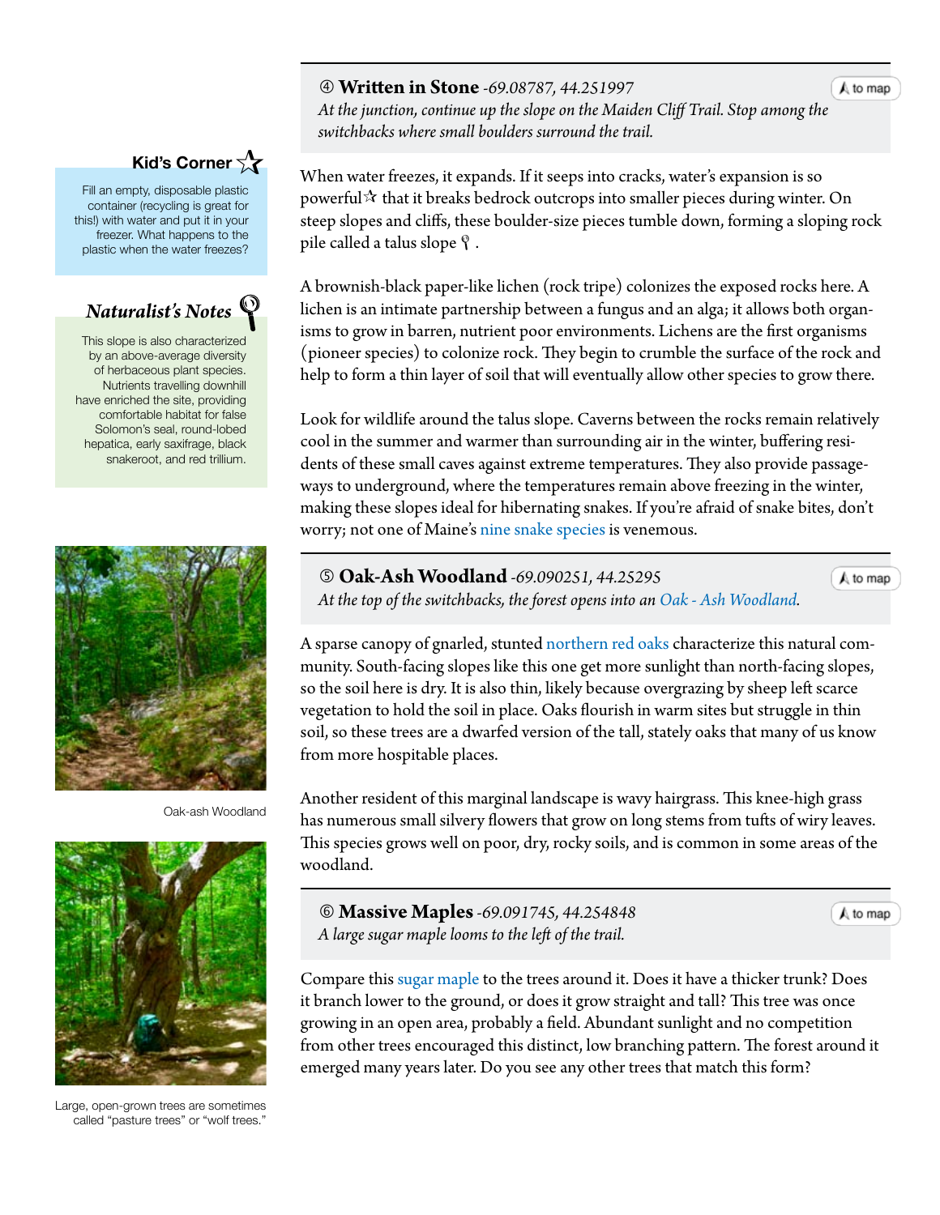## ④ **Written in Stone** -69.08787, 44.251997

*At the junction, continue up the slope on the Maiden Cliff Trail. Stop among the switchbacks where small boulders surround the trail.*

to map

When water freezes, it expands. If it seeps into cracks, water's expansion is so powerful☆ that it breaks bedrock outcrops into smaller pieces during winter. On steep slopes and cliffs, these boulder-size pieces tumble down, forming a sloping rock pile called a talus slope .

A brownish-black paper-like lichen (rock tripe) colonizes the exposed rocks here. A lichen is an intimate partnership between a fungus and an alga; it allows both organisms to grow in barren, nutrient poor environments. Lichens are the first organisms (pioneer species) to colonize rock. They begin to crumble the surface of the rock and help to form a thin layer of soil that will eventually allow other species to grow there.

Look for wildlife around the talus slope. Caverns between the rocks remain relatively cool in the summer and warmer than surrounding air in the winter, buffering residents of these small caves against extreme temperatures. They also provide passageways to underground, where the temperatures remain above freezing in the winter, making these slopes ideal for hibernating snakes. If you're afraid of snake bites, don't worry; not one of Maine's nine snake species is venemous.

### Kid's Corner ☆

Fill an empty, disposable plastic container (recycling is great for this!) with water and put it in your freezer. What happens to the plastic when the water freezes?

### *Naturalist's Notes*

This slope is also characterized by an above-average diversity of herbaceous plant species. Nutrients travelling downhill have enriched the site, providing comfortable habitat for false Solomon's seal, round-lobed hepatica, early saxifrage, black snakeroot, and red trillium.

## ⑤ **Oak-Ash Woodland** -69.090251, 44.25295

*At the top of the switchbacks, the forest opens into an Oak - Ash Woodland.*

to map

A sparse canopy of gnarled, stunted northern red oaks characterize this natural community. South-facing slopes like this one get more sunlight than north-facing slopes, so the soil here is dry. It is also thin, likely because overgrazing by sheep left scarce vegetation to hold the soil in place. Oaks flourish in warm sites but struggle in thin soil, so these trees are a dwarfed version of the tall, stately oaks that many of us know from more hospitable places.

Another resident of this marginal landscape is wavy hairgrass. This knee-high grass has numerous small silvery flowers that grow on long stems from tufts of wiry leaves. This species grows well on poor, dry, rocky soils, and is common in some areas of the woodland.

Oak-ash Woodland

## ⑥ **Massive Maples** -69.091745, 44.254848

*A large sugar maple looms to the left of the trail.*

to map

Compare this sugar maple to the trees around it. Does it have a thicker trunk? Does it branch lower to the ground, or does it grow straight and tall? This tree was once growing in an open area, probably a field. Abundant sunlight and no competition from other trees encouraged this distinct, low branching pattern. The forest around it emerged many years later. Do you see any other trees that match this form?

Large, open-grown trees are sometimes called "pasture trees" or "wolf trees."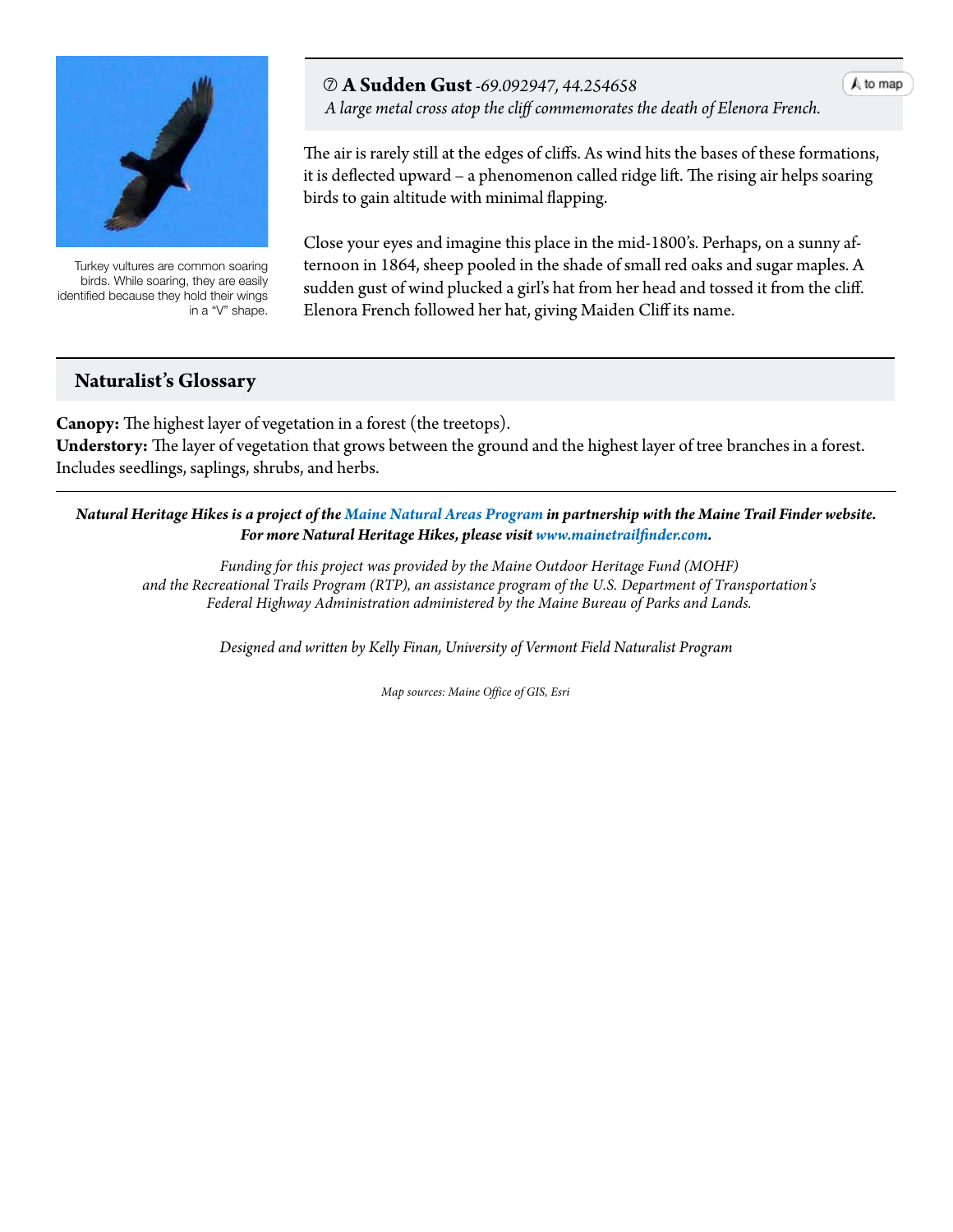Turkey vultures are common soaring birds. While soaring, they are easily identified because they hold their wings in a "V" shape.

### ⑦ A Sudden Gust *-69.092947, 44.254658*

*A large metal cross atop the cliff commemorates the death of Elenora French.*

to map

The air is rarely still at the edges of cliffs. As wind hits the bases of these formations, it is deflected upward – a phenomenon called ridge lift. The rising air helps soaring birds to gain altitude with minimal flapping.

Close your eyes and imagine this place in the mid-1800's. Perhaps, on a sunny afternoon in 1864, sheep pooled in the shade of small red oaks and sugar maples. A sudden gust of wind plucked a girl's hat from her head and tossed it from the cliff. Elenora French followed her hat, giving Maiden Cliff its name.

## Naturalist's Glossary

**Canopy:** The highest layer of vegetation in a forest (the treetops).
**Understory:** The layer of vegetation that grows between the ground and the highest layer of tree branches in a forest. Includes seedlings, saplings, shrubs, and herbs.

***Natural Heritage Hikes is a project of the Maine Natural Areas Program in partnership with the Maine Trail Finder website. For more Natural Heritage Hikes, please visit www.mainetrailfinder.com.***

*Funding for this project was provided by the Maine Outdoor Heritage Fund (MOHF) and the Recreational Trails Program (RTP), an assistance program of the U.S. Department of Transportation's Federal Highway Administration administered by the Maine Bureau of Parks and Lands.*

*Designed and written by Kelly Finan, University of Vermont Field Naturalist Program*

*Map sources: Maine Office of GIS, Esri*